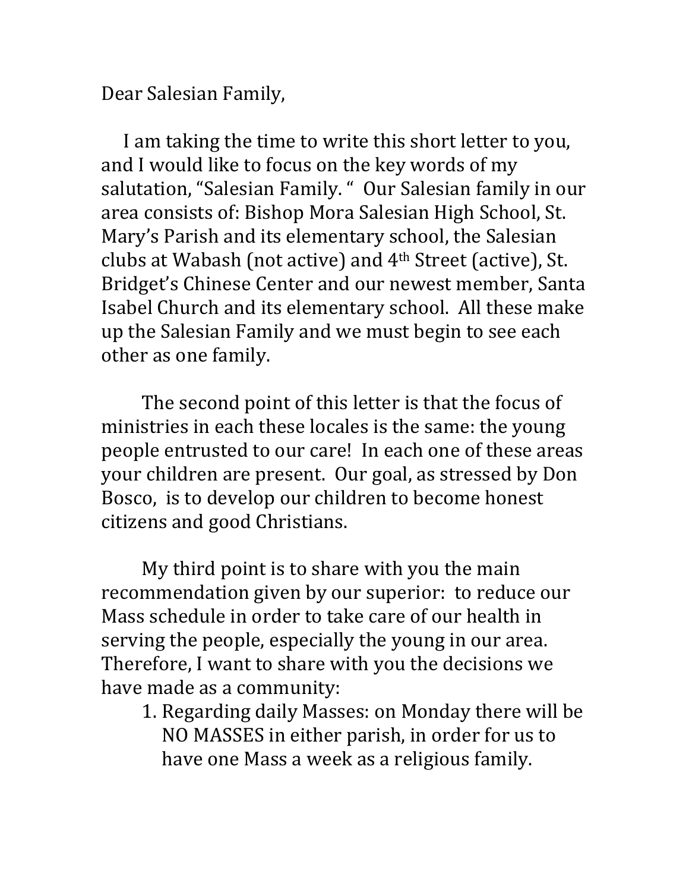Dear Salesian Family,

I am taking the time to write this short letter to you, and I would like to focus on the key words of my salutation, "Salesian Family. " Our Salesian family in our area consists of: Bishop Mora Salesian High School, St. Mary's Parish and its elementary school, the Salesian clubs at Wabash (not active) and 4th Street (active), St. Bridget's Chinese Center and our newest member, Santa Isabel Church and its elementary school. All these make up the Salesian Family and we must begin to see each other as one family.

The second point of this letter is that the focus of ministries in each these locales is the same: the young people entrusted to our care! In each one of these areas your children are present. Our goal, as stressed by Don Bosco, is to develop our children to become honest citizens and good Christians.

My third point is to share with you the main recommendation given by our superior: to reduce our Mass schedule in order to take care of our health in serving the people, especially the young in our area. Therefore, I want to share with you the decisions we have made as a community:

1. Regarding daily Masses: on Monday there will be NO MASSES in either parish, in order for us to have one Mass a week as a religious family.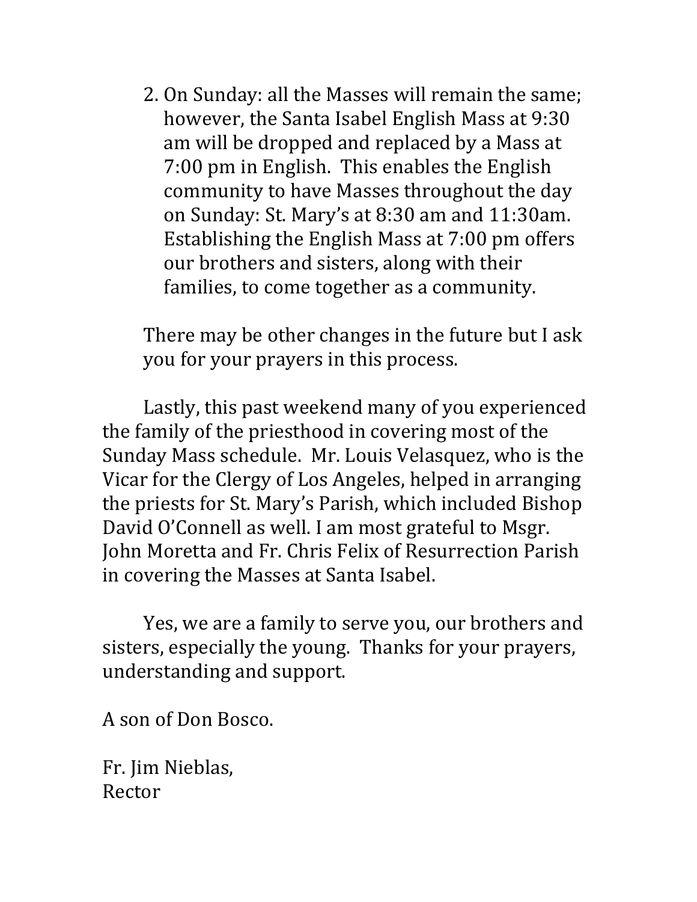2. On Sunday: all the Masses will remain the same; however, the Santa Isabel English Mass at 9:30 am will be dropped and replaced by a Mass at 7:00 pm in English. This enables the English community to have Masses throughout the day on Sunday: St. Mary's at 8:30 am and 11:30am. Establishing the English Mass at 7:00 pm offers our brothers and sisters, along with their families, to come together as a community.

There may be other changes in the future but I ask you for your prayers in this process.

Lastly, this past weekend many of you experienced the family of the priesthood in covering most of the Sunday Mass schedule. Mr. Louis Velasquez, who is the Vicar for the Clergy of Los Angeles, helped in arranging the priests for St. Mary's Parish, which included Bishop David O'Connell as well. I am most grateful to Msgr. John Moretta and Fr. Chris Felix of Resurrection Parish in covering the Masses at Santa Isabel.

Yes, we are a family to serve you, our brothers and sisters, especially the young. Thanks for your prayers, understanding and support.

A son of Don Bosco.

Fr. Jim Nieblas,
Rector